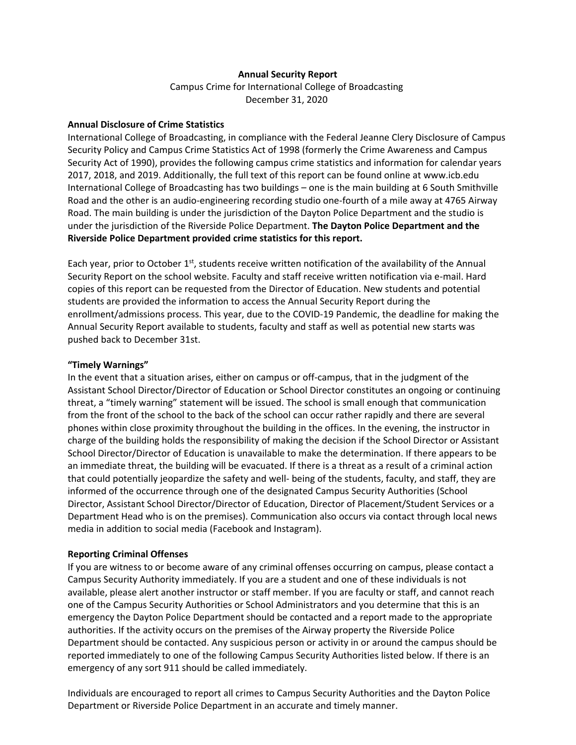**Annual Security Report**

Campus Crime for International College of Broadcasting

December 31, 2020

**Annual Disclosure of Crime Statistics**

International College of Broadcasting, in compliance with the Federal Jeanne Clery Disclosure of Campus Security Policy and Campus Crime Statistics Act of 1998 (formerly the Crime Awareness and Campus Security Act of 1990), provides the following campus crime statistics and information for calendar years 2017, 2018, and 2019. Additionally, the full text of this report can be found online at www.icb.edu International College of Broadcasting has two buildings – one is the main building at 6 South Smithville Road and the other is an audio-engineering recording studio one-fourth of a mile away at 4765 Airway Road. The main building is under the jurisdiction of the Dayton Police Department and the studio is under the jurisdiction of the Riverside Police Department. **The Dayton Police Department and the Riverside Police Department provided crime statistics for this report.**

Each year, prior to October 1st, students receive written notification of the availability of the Annual Security Report on the school website. Faculty and staff receive written notification via e-mail. Hard copies of this report can be requested from the Director of Education. New students and potential students are provided the information to access the Annual Security Report during the enrollment/admissions process. This year, due to the COVID-19 Pandemic, the deadline for making the Annual Security Report available to students, faculty and staff as well as potential new starts was pushed back to December 31st.

**"Timely Warnings"**

In the event that a situation arises, either on campus or off-campus, that in the judgment of the Assistant School Director/Director of Education or School Director constitutes an ongoing or continuing threat, a "timely warning" statement will be issued. The school is small enough that communication from the front of the school to the back of the school can occur rather rapidly and there are several phones within close proximity throughout the building in the offices. In the evening, the instructor in charge of the building holds the responsibility of making the decision if the School Director or Assistant School Director/Director of Education is unavailable to make the determination. If there appears to be an immediate threat, the building will be evacuated. If there is a threat as a result of a criminal action that could potentially jeopardize the safety and well- being of the students, faculty, and staff, they are informed of the occurrence through one of the designated Campus Security Authorities (School Director, Assistant School Director/Director of Education, Director of Placement/Student Services or a Department Head who is on the premises). Communication also occurs via contact through local news media in addition to social media (Facebook and Instagram).

**Reporting Criminal Offenses**

If you are witness to or become aware of any criminal offenses occurring on campus, please contact a Campus Security Authority immediately. If you are a student and one of these individuals is not available, please alert another instructor or staff member. If you are faculty or staff, and cannot reach one of the Campus Security Authorities or School Administrators and you determine that this is an emergency the Dayton Police Department should be contacted and a report made to the appropriate authorities. If the activity occurs on the premises of the Airway property the Riverside Police Department should be contacted. Any suspicious person or activity in or around the campus should be reported immediately to one of the following Campus Security Authorities listed below. If there is an emergency of any sort 911 should be called immediately.

Individuals are encouraged to report all crimes to Campus Security Authorities and the Dayton Police Department or Riverside Police Department in an accurate and timely manner.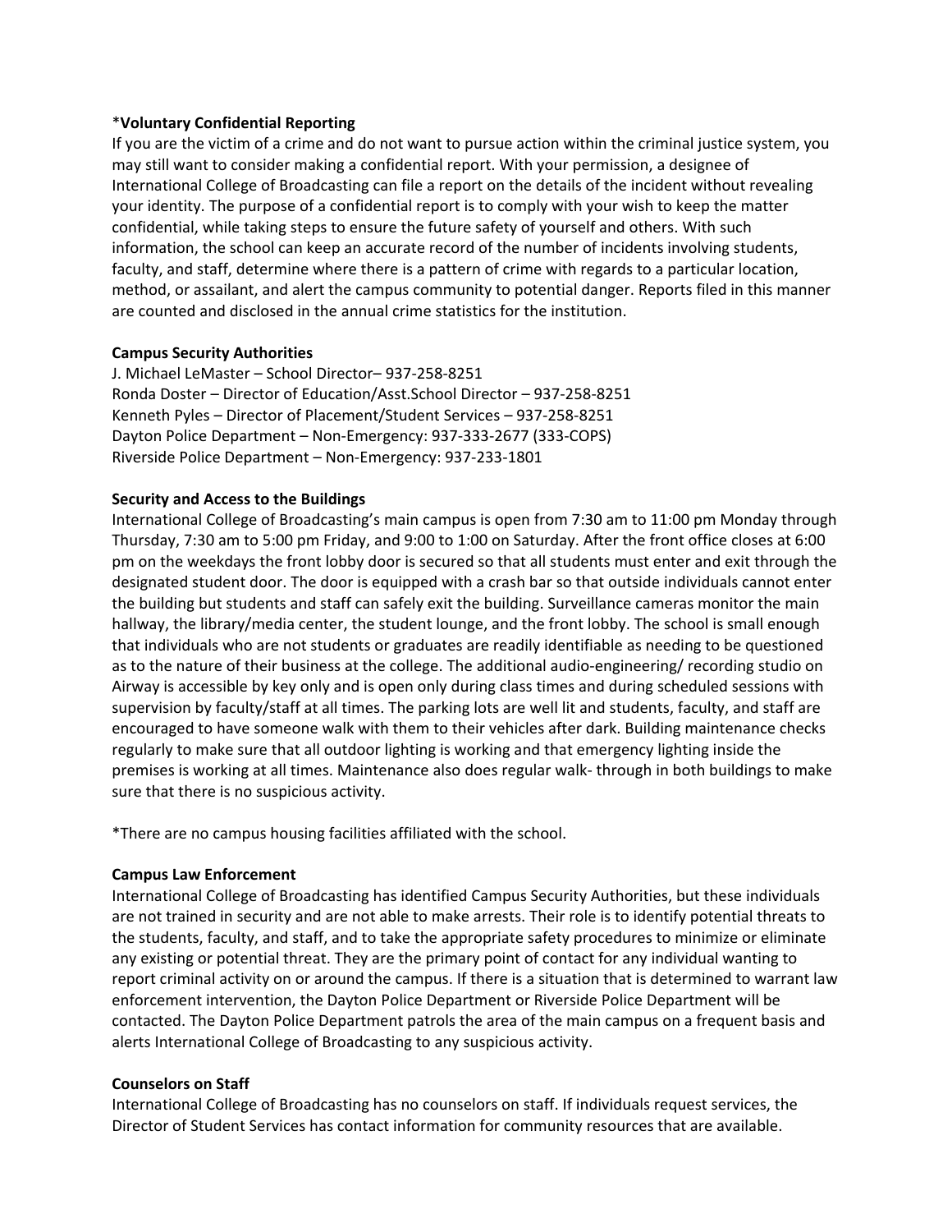***Voluntary Confidential Reporting**

If you are the victim of a crime and do not want to pursue action within the criminal justice system, you may still want to consider making a confidential report. With your permission, a designee of International College of Broadcasting can file a report on the details of the incident without revealing your identity. The purpose of a confidential report is to comply with your wish to keep the matter confidential, while taking steps to ensure the future safety of yourself and others. With such information, the school can keep an accurate record of the number of incidents involving students, faculty, and staff, determine where there is a pattern of crime with regards to a particular location, method, or assailant, and alert the campus community to potential danger. Reports filed in this manner are counted and disclosed in the annual crime statistics for the institution.

**Campus Security Authorities**

J. Michael LeMaster – School Director– 937-258-8251
Ronda Doster – Director of Education/Asst.School Director – 937-258-8251
Kenneth Pyles – Director of Placement/Student Services – 937-258-8251
Dayton Police Department – Non-Emergency: 937-333-2677 (333-COPS)
Riverside Police Department – Non-Emergency: 937-233-1801

**Security and Access to the Buildings**

International College of Broadcasting's main campus is open from 7:30 am to 11:00 pm Monday through Thursday, 7:30 am to 5:00 pm Friday, and 9:00 to 1:00 on Saturday. After the front office closes at 6:00 pm on the weekdays the front lobby door is secured so that all students must enter and exit through the designated student door. The door is equipped with a crash bar so that outside individuals cannot enter the building but students and staff can safely exit the building. Surveillance cameras monitor the main hallway, the library/media center, the student lounge, and the front lobby. The school is small enough that individuals who are not students or graduates are readily identifiable as needing to be questioned as to the nature of their business at the college. The additional audio-engineering/ recording studio on Airway is accessible by key only and is open only during class times and during scheduled sessions with supervision by faculty/staff at all times. The parking lots are well lit and students, faculty, and staff are encouraged to have someone walk with them to their vehicles after dark. Building maintenance checks regularly to make sure that all outdoor lighting is working and that emergency lighting inside the premises is working at all times. Maintenance also does regular walk- through in both buildings to make sure that there is no suspicious activity.

*There are no campus housing facilities affiliated with the school.

**Campus Law Enforcement**

International College of Broadcasting has identified Campus Security Authorities, but these individuals are not trained in security and are not able to make arrests. Their role is to identify potential threats to the students, faculty, and staff, and to take the appropriate safety procedures to minimize or eliminate any existing or potential threat. They are the primary point of contact for any individual wanting to report criminal activity on or around the campus. If there is a situation that is determined to warrant law enforcement intervention, the Dayton Police Department or Riverside Police Department will be contacted. The Dayton Police Department patrols the area of the main campus on a frequent basis and alerts International College of Broadcasting to any suspicious activity.

**Counselors on Staff**

International College of Broadcasting has no counselors on staff. If individuals request services, the Director of Student Services has contact information for community resources that are available.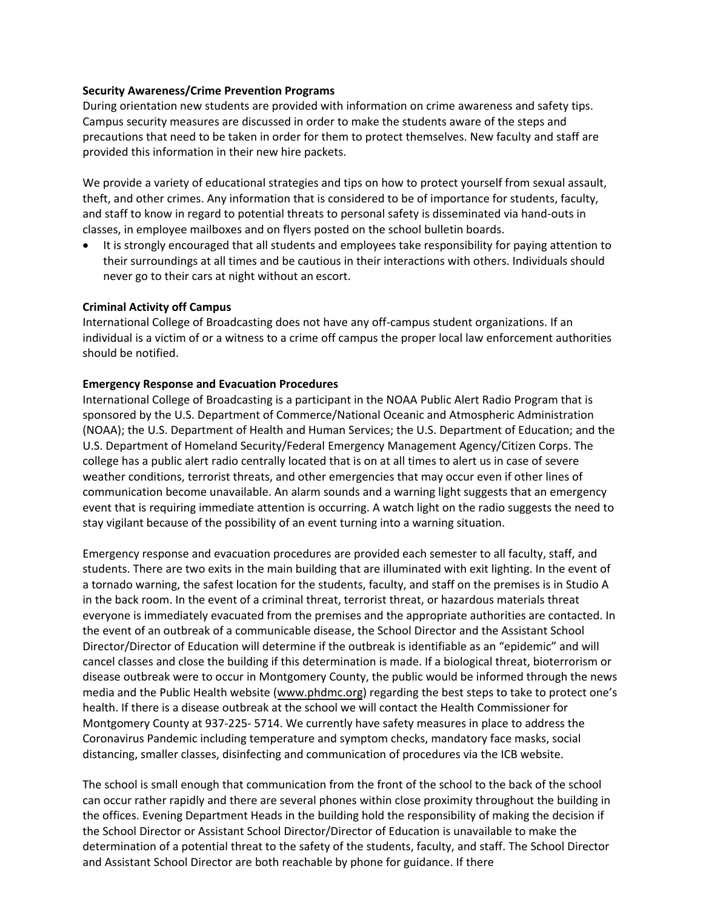**Security Awareness/Crime Prevention Programs**

During orientation new students are provided with information on crime awareness and safety tips. Campus security measures are discussed in order to make the students aware of the steps and precautions that need to be taken in order for them to protect themselves. New faculty and staff are provided this information in their new hire packets.

We provide a variety of educational strategies and tips on how to protect yourself from sexual assault, theft, and other crimes. Any information that is considered to be of importance for students, faculty, and staff to know in regard to potential threats to personal safety is disseminated via hand-outs in classes, in employee mailboxes and on flyers posted on the school bulletin boards.

- It is strongly encouraged that all students and employees take responsibility for paying attention to their surroundings at all times and be cautious in their interactions with others. Individuals should never go to their cars at night without an escort.

**Criminal Activity off Campus**

International College of Broadcasting does not have any off-campus student organizations. If an individual is a victim of or a witness to a crime off campus the proper local law enforcement authorities should be notified.

**Emergency Response and Evacuation Procedures**

International College of Broadcasting is a participant in the NOAA Public Alert Radio Program that is sponsored by the U.S. Department of Commerce/National Oceanic and Atmospheric Administration (NOAA); the U.S. Department of Health and Human Services; the U.S. Department of Education; and the U.S. Department of Homeland Security/Federal Emergency Management Agency/Citizen Corps. The college has a public alert radio centrally located that is on at all times to alert us in case of severe weather conditions, terrorist threats, and other emergencies that may occur even if other lines of communication become unavailable. An alarm sounds and a warning light suggests that an emergency event that is requiring immediate attention is occurring. A watch light on the radio suggests the need to stay vigilant because of the possibility of an event turning into a warning situation.

Emergency response and evacuation procedures are provided each semester to all faculty, staff, and students. There are two exits in the main building that are illuminated with exit lighting. In the event of a tornado warning, the safest location for the students, faculty, and staff on the premises is in Studio A in the back room. In the event of a criminal threat, terrorist threat, or hazardous materials threat everyone is immediately evacuated from the premises and the appropriate authorities are contacted. In the event of an outbreak of a communicable disease, the School Director and the Assistant School Director/Director of Education will determine if the outbreak is identifiable as an "epidemic" and will cancel classes and close the building if this determination is made. If a biological threat, bioterrorism or disease outbreak were to occur in Montgomery County, the public would be informed through the news media and the Public Health website (www.phdmc.org) regarding the best steps to take to protect one's health. If there is a disease outbreak at the school we will contact the Health Commissioner for Montgomery County at 937-225- 5714. We currently have safety measures in place to address the Coronavirus Pandemic including temperature and symptom checks, mandatory face masks, social distancing, smaller classes, disinfecting and communication of procedures via the ICB website.

The school is small enough that communication from the front of the school to the back of the school can occur rather rapidly and there are several phones within close proximity throughout the building in the offices. Evening Department Heads in the building hold the responsibility of making the decision if the School Director or Assistant School Director/Director of Education is unavailable to make the determination of a potential threat to the safety of the students, faculty, and staff. The School Director and Assistant School Director are both reachable by phone for guidance. If there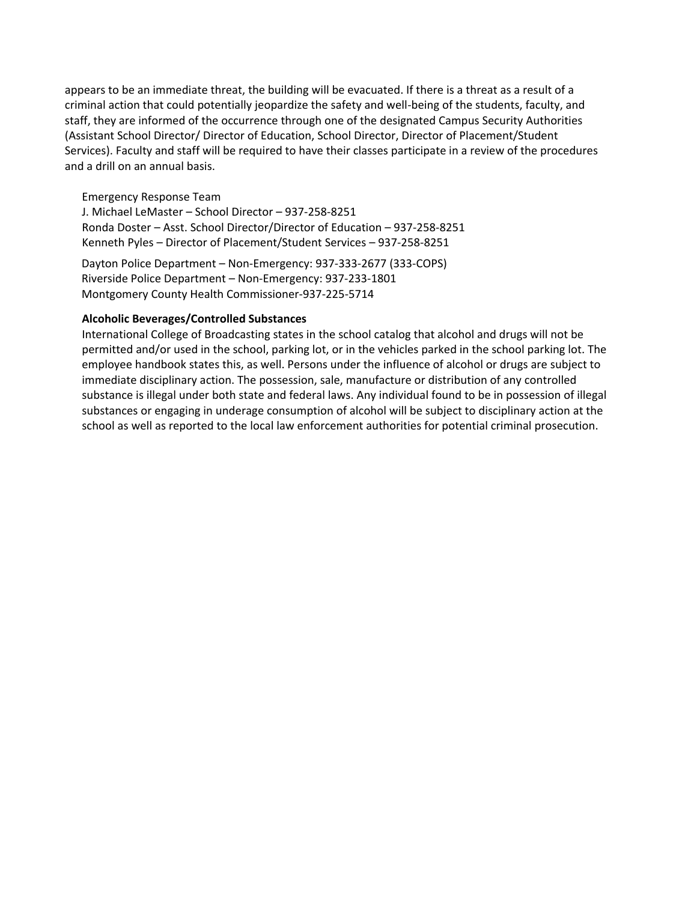appears to be an immediate threat, the building will be evacuated. If there is a threat as a result of a criminal action that could potentially jeopardize the safety and well-being of the students, faculty, and staff, they are informed of the occurrence through one of the designated Campus Security Authorities (Assistant School Director/ Director of Education, School Director, Director of Placement/Student Services). Faculty and staff will be required to have their classes participate in a review of the procedures and a drill on an annual basis.

Emergency Response Team
J. Michael LeMaster – School Director – 937-258-8251
Ronda Doster – Asst. School Director/Director of Education – 937-258-8251
Kenneth Pyles – Director of Placement/Student Services – 937-258-8251

Dayton Police Department – Non-Emergency: 937-333-2677 (333-COPS)
Riverside Police Department – Non-Emergency: 937-233-1801
Montgomery County Health Commissioner-937-225-5714

**Alcoholic Beverages/Controlled Substances**

International College of Broadcasting states in the school catalog that alcohol and drugs will not be permitted and/or used in the school, parking lot, or in the vehicles parked in the school parking lot. The employee handbook states this, as well. Persons under the influence of alcohol or drugs are subject to immediate disciplinary action. The possession, sale, manufacture or distribution of any controlled substance is illegal under both state and federal laws. Any individual found to be in possession of illegal substances or engaging in underage consumption of alcohol will be subject to disciplinary action at the school as well as reported to the local law enforcement authorities for potential criminal prosecution.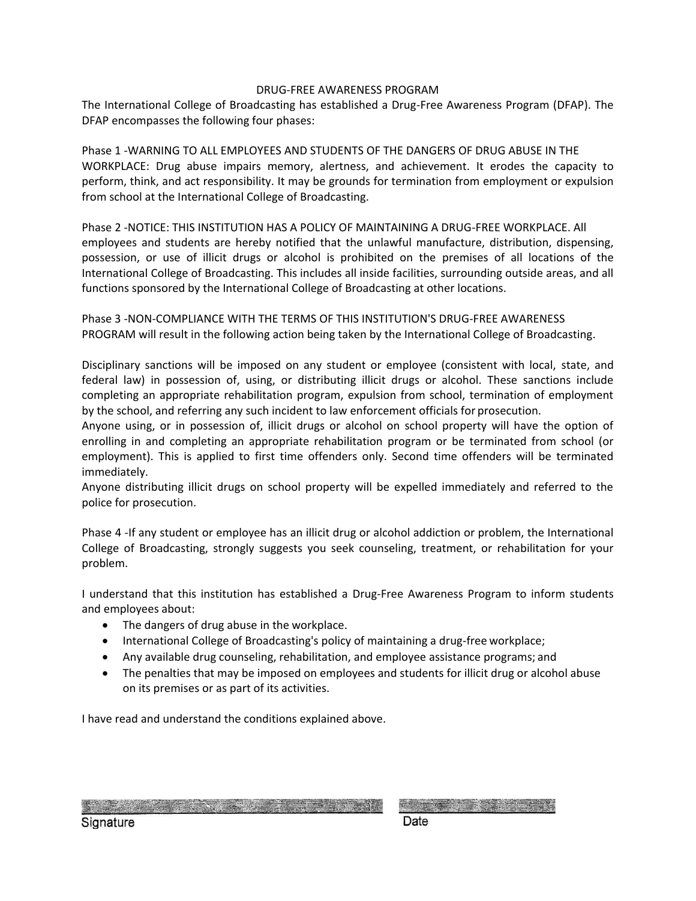# DRUG-FREE AWARENESS PROGRAM

The International College of Broadcasting has established a Drug-Free Awareness Program (DFAP). The DFAP encompasses the following four phases:

Phase 1 -WARNING TO ALL EMPLOYEES AND STUDENTS OF THE DANGERS OF DRUG ABUSE IN THE WORKPLACE: Drug abuse impairs memory, alertness, and achievement. It erodes the capacity to perform, think, and act responsibility. It may be grounds for termination from employment or expulsion from school at the International College of Broadcasting.

Phase 2 -NOTICE: THIS INSTITUTION HAS A POLICY OF MAINTAINING A DRUG-FREE WORKPLACE. All employees and students are hereby notified that the unlawful manufacture, distribution, dispensing, possession, or use of illicit drugs or alcohol is prohibited on the premises of all locations of the International College of Broadcasting. This includes all inside facilities, surrounding outside areas, and all functions sponsored by the International College of Broadcasting at other locations.

Phase 3 -NON-COMPLIANCE WITH THE TERMS OF THIS INSTITUTION'S DRUG-FREE AWARENESS PROGRAM will result in the following action being taken by the International College of Broadcasting.

Disciplinary sanctions will be imposed on any student or employee (consistent with local, state, and federal law) in possession of, using, or distributing illicit drugs or alcohol. These sanctions include completing an appropriate rehabilitation program, expulsion from school, termination of employment by the school, and referring any such incident to law enforcement officials for prosecution.
Anyone using, or in possession of, illicit drugs or alcohol on school property will have the option of enrolling in and completing an appropriate rehabilitation program or be terminated from school (or employment). This is applied to first time offenders only. Second time offenders will be terminated immediately.
Anyone distributing illicit drugs on school property will be expelled immediately and referred to the police for prosecution.

Phase 4 -If any student or employee has an illicit drug or alcohol addiction or problem, the International College of Broadcasting, strongly suggests you seek counseling, treatment, or rehabilitation for your problem.

I understand that this institution has established a Drug-Free Awareness Program to inform students and employees about:

- The dangers of drug abuse in the workplace.
- International College of Broadcasting's policy of maintaining a drug-free workplace;
- Any available drug counseling, rehabilitation, and employee assistance programs; and
- The penalties that may be imposed on employees and students for illicit drug or alcohol abuse on its premises or as part of its activities.

I have read and understand the conditions explained above.

Signature ______________________ Date ______________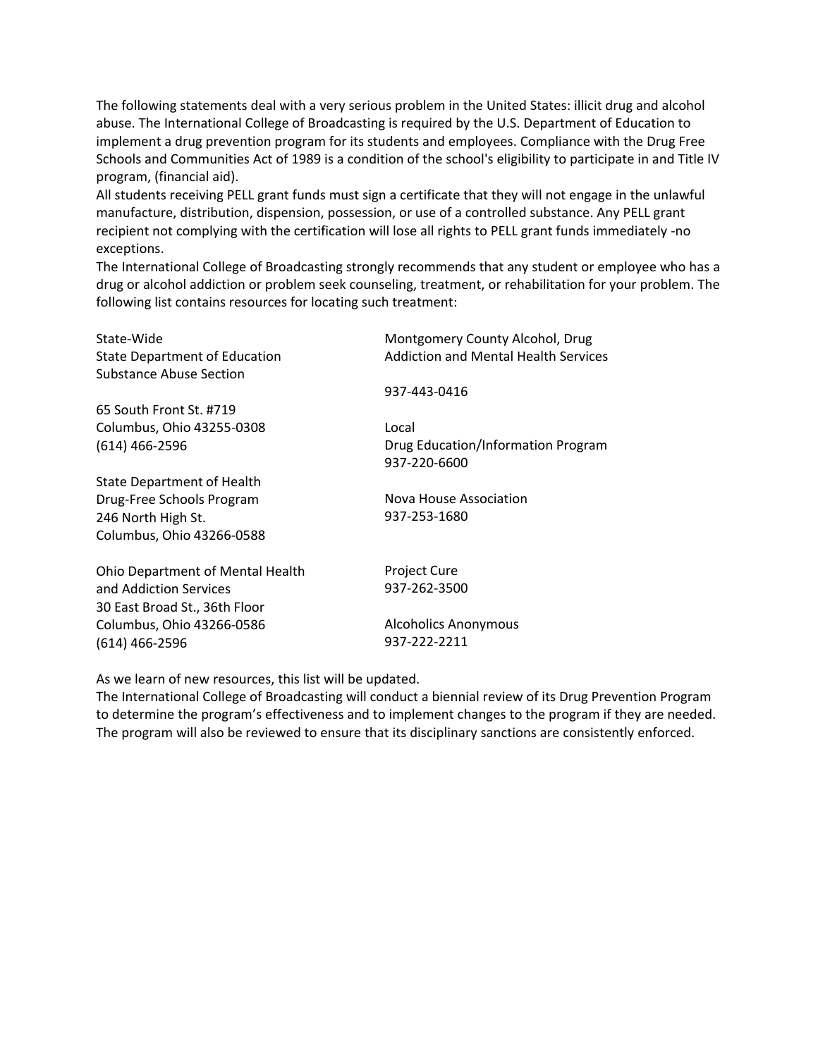The following statements deal with a very serious problem in the United States: illicit drug and alcohol abuse. The International College of Broadcasting is required by the U.S. Department of Education to implement a drug prevention program for its students and employees. Compliance with the Drug Free Schools and Communities Act of 1989 is a condition of the school's eligibility to participate in and Title IV program, (financial aid).

All students receiving PELL grant funds must sign a certificate that they will not engage in the unlawful manufacture, distribution, dispension, possession, or use of a controlled substance. Any PELL grant recipient not complying with the certification will lose all rights to PELL grant funds immediately -no exceptions.

The International College of Broadcasting strongly recommends that any student or employee who has a drug or alcohol addiction or problem seek counseling, treatment, or rehabilitation for your problem. The following list contains resources for locating such treatment:

State-Wide
State Department of Education
Substance Abuse Section

65 South Front St. #719
Columbus, Ohio 43255-0308
(614) 466-2596

State Department of Health
Drug-Free Schools Program
246 North High St.
Columbus, Ohio 43266-0588

Ohio Department of Mental Health
and Addiction Services
30 East Broad St., 36th Floor
Columbus, Ohio 43266-0586
(614) 466-2596

Montgomery County Alcohol, Drug
Addiction and Mental Health Services

937-443-0416

Local
Drug Education/Information Program
937-220-6600

Nova House Association
937-253-1680

Project Cure
937-262-3500

Alcoholics Anonymous
937-222-2211

As we learn of new resources, this list will be updated.

The International College of Broadcasting will conduct a biennial review of its Drug Prevention Program to determine the program's effectiveness and to implement changes to the program if they are needed. The program will also be reviewed to ensure that its disciplinary sanctions are consistently enforced.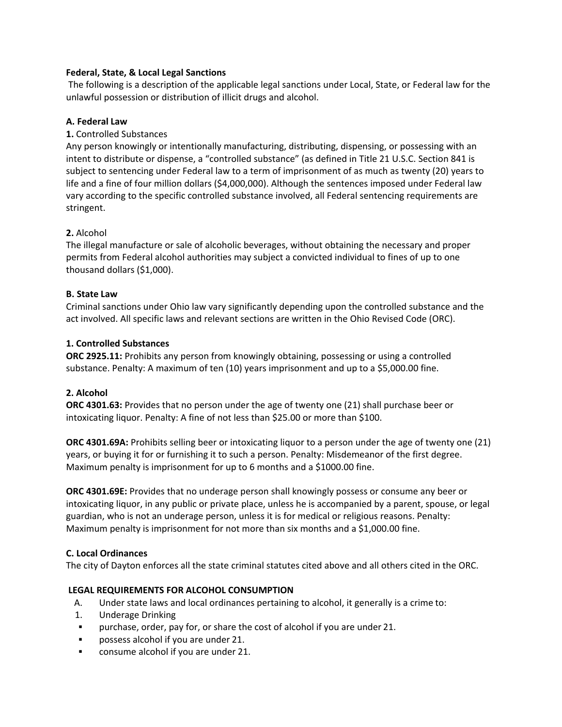**Federal, State, & Local Legal Sanctions**

The following is a description of the applicable legal sanctions under Local, State, or Federal law for the unlawful possession or distribution of illicit drugs and alcohol.

**A. Federal Law**

**1.** Controlled Substances

Any person knowingly or intentionally manufacturing, distributing, dispensing, or possessing with an intent to distribute or dispense, a "controlled substance" (as defined in Title 21 U.S.C. Section 841 is subject to sentencing under Federal law to a term of imprisonment of as much as twenty (20) years to life and a fine of four million dollars ($4,000,000). Although the sentences imposed under Federal law vary according to the specific controlled substance involved, all Federal sentencing requirements are stringent.

**2.** Alcohol

The illegal manufacture or sale of alcoholic beverages, without obtaining the necessary and proper permits from Federal alcohol authorities may subject a convicted individual to fines of up to one thousand dollars ($1,000).

**B. State Law**

Criminal sanctions under Ohio law vary significantly depending upon the controlled substance and the act involved. All specific laws and relevant sections are written in the Ohio Revised Code (ORC).

**1. Controlled Substances**

**ORC 2925.11:** Prohibits any person from knowingly obtaining, possessing or using a controlled substance. Penalty: A maximum of ten (10) years imprisonment and up to a $5,000.00 fine.

**2. Alcohol**

**ORC 4301.63:** Provides that no person under the age of twenty one (21) shall purchase beer or intoxicating liquor. Penalty: A fine of not less than $25.00 or more than $100.

**ORC 4301.69A:** Prohibits selling beer or intoxicating liquor to a person under the age of twenty one (21) years, or buying it for or furnishing it to such a person. Penalty: Misdemeanor of the first degree. Maximum penalty is imprisonment for up to 6 months and a $1000.00 fine.

**ORC 4301.69E:** Provides that no underage person shall knowingly possess or consume any beer or intoxicating liquor, in any public or private place, unless he is accompanied by a parent, spouse, or legal guardian, who is not an underage person, unless it is for medical or religious reasons. Penalty: Maximum penalty is imprisonment for not more than six months and a $1,000.00 fine.

**C. Local Ordinances**

The city of Dayton enforces all the state criminal statutes cited above and all others cited in the ORC.

**LEGAL REQUIREMENTS FOR ALCOHOL CONSUMPTION**

A. Under state laws and local ordinances pertaining to alcohol, it generally is a crime to:

1. Underage Drinking
   - purchase, order, pay for, or share the cost of alcohol if you are under 21.
   - possess alcohol if you are under 21.
   - consume alcohol if you are under 21.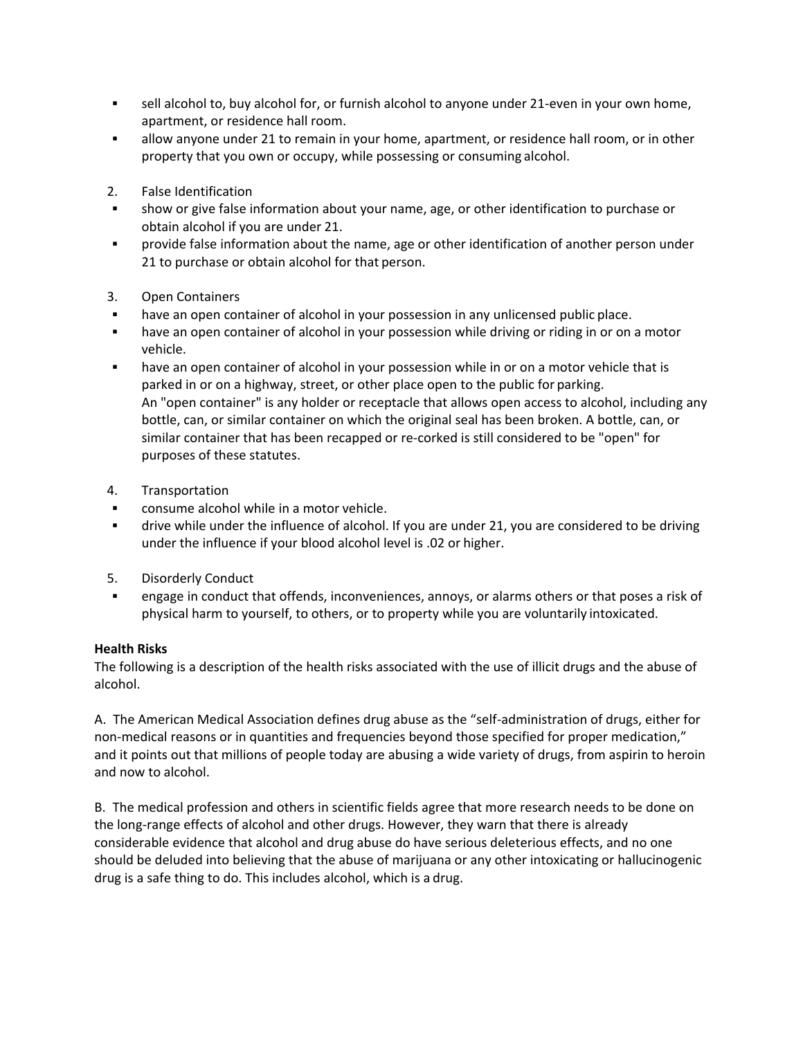- sell alcohol to, buy alcohol for, or furnish alcohol to anyone under 21-even in your own home, apartment, or residence hall room.
- allow anyone under 21 to remain in your home, apartment, or residence hall room, or in other property that you own or occupy, while possessing or consuming alcohol.

2. False Identification
- show or give false information about your name, age, or other identification to purchase or obtain alcohol if you are under 21.
- provide false information about the name, age or other identification of another person under 21 to purchase or obtain alcohol for that person.

3. Open Containers
- have an open container of alcohol in your possession in any unlicensed public place.
- have an open container of alcohol in your possession while driving or riding in or on a motor vehicle.
- have an open container of alcohol in your possession while in or on a motor vehicle that is parked in or on a highway, street, or other place open to the public for parking.
  An "open container" is any holder or receptacle that allows open access to alcohol, including any bottle, can, or similar container on which the original seal has been broken. A bottle, can, or similar container that has been recapped or re-corked is still considered to be "open" for purposes of these statutes.

4. Transportation
- consume alcohol while in a motor vehicle.
- drive while under the influence of alcohol. If you are under 21, you are considered to be driving under the influence if your blood alcohol level is .02 or higher.

5. Disorderly Conduct
- engage in conduct that offends, inconveniences, annoys, or alarms others or that poses a risk of physical harm to yourself, to others, or to property while you are voluntarily intoxicated.

**Health Risks**

The following is a description of the health risks associated with the use of illicit drugs and the abuse of alcohol.

A. The American Medical Association defines drug abuse as the "self-administration of drugs, either for non-medical reasons or in quantities and frequencies beyond those specified for proper medication," and it points out that millions of people today are abusing a wide variety of drugs, from aspirin to heroin and now to alcohol.

B. The medical profession and others in scientific fields agree that more research needs to be done on the long-range effects of alcohol and other drugs. However, they warn that there is already considerable evidence that alcohol and drug abuse do have serious deleterious effects, and no one should be deluded into believing that the abuse of marijuana or any other intoxicating or hallucinogenic drug is a safe thing to do. This includes alcohol, which is a drug.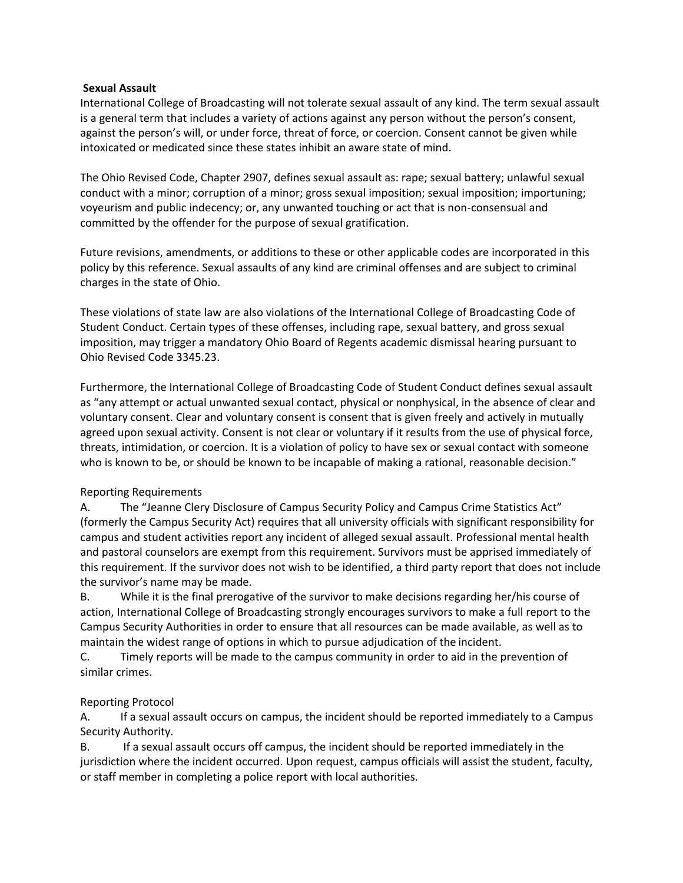**Sexual Assault**

International College of Broadcasting will not tolerate sexual assault of any kind. The term sexual assault is a general term that includes a variety of actions against any person without the person's consent, against the person's will, or under force, threat of force, or coercion. Consent cannot be given while intoxicated or medicated since these states inhibit an aware state of mind.

The Ohio Revised Code, Chapter 2907, defines sexual assault as: rape; sexual battery; unlawful sexual conduct with a minor; corruption of a minor; gross sexual imposition; sexual imposition; importuning; voyeurism and public indecency; or, any unwanted touching or act that is non-consensual and committed by the offender for the purpose of sexual gratification.

Future revisions, amendments, or additions to these or other applicable codes are incorporated in this policy by this reference. Sexual assaults of any kind are criminal offenses and are subject to criminal charges in the state of Ohio.

These violations of state law are also violations of the International College of Broadcasting Code of Student Conduct. Certain types of these offenses, including rape, sexual battery, and gross sexual imposition, may trigger a mandatory Ohio Board of Regents academic dismissal hearing pursuant to Ohio Revised Code 3345.23.

Furthermore, the International College of Broadcasting Code of Student Conduct defines sexual assault as "any attempt or actual unwanted sexual contact, physical or nonphysical, in the absence of clear and voluntary consent. Clear and voluntary consent is consent that is given freely and actively in mutually agreed upon sexual activity. Consent is not clear or voluntary if it results from the use of physical force, threats, intimidation, or coercion. It is a violation of policy to have sex or sexual contact with someone who is known to be, or should be known to be incapable of making a rational, reasonable decision."

Reporting Requirements

A. The "Jeanne Clery Disclosure of Campus Security Policy and Campus Crime Statistics Act" (formerly the Campus Security Act) requires that all university officials with significant responsibility for campus and student activities report any incident of alleged sexual assault. Professional mental health and pastoral counselors are exempt from this requirement. Survivors must be apprised immediately of this requirement. If the survivor does not wish to be identified, a third party report that does not include the survivor's name may be made.

B. While it is the final prerogative of the survivor to make decisions regarding her/his course of action, International College of Broadcasting strongly encourages survivors to make a full report to the Campus Security Authorities in order to ensure that all resources can be made available, as well as to maintain the widest range of options in which to pursue adjudication of the incident.

C. Timely reports will be made to the campus community in order to aid in the prevention of similar crimes.

Reporting Protocol

A. If a sexual assault occurs on campus, the incident should be reported immediately to a Campus Security Authority.

B. If a sexual assault occurs off campus, the incident should be reported immediately in the jurisdiction where the incident occurred. Upon request, campus officials will assist the student, faculty, or staff member in completing a police report with local authorities.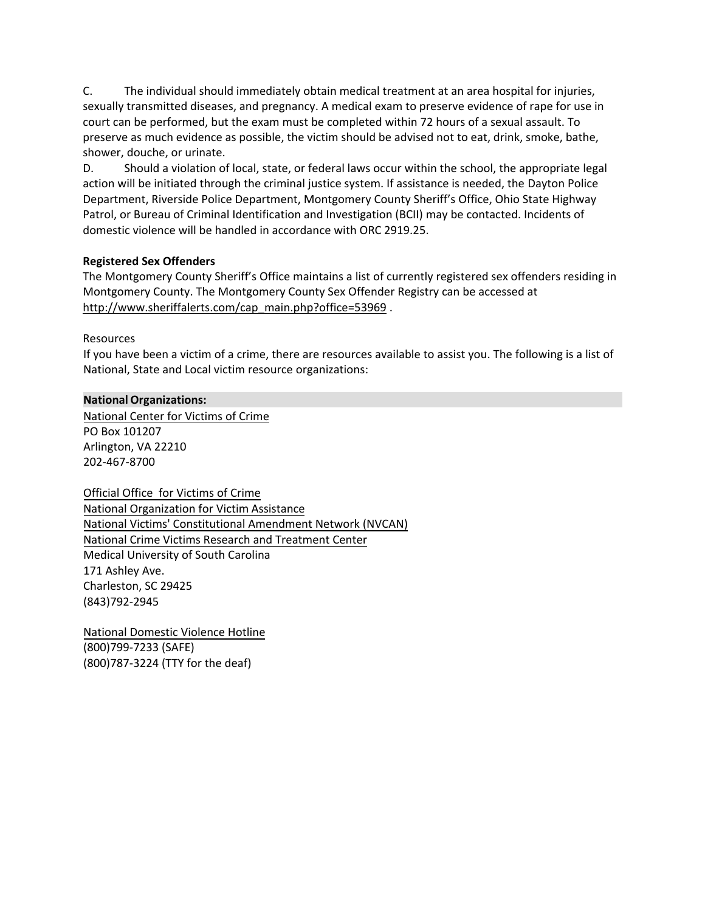C. The individual should immediately obtain medical treatment at an area hospital for injuries, sexually transmitted diseases, and pregnancy. A medical exam to preserve evidence of rape for use in court can be performed, but the exam must be completed within 72 hours of a sexual assault. To preserve as much evidence as possible, the victim should be advised not to eat, drink, smoke, bathe, shower, douche, or urinate.

D. Should a violation of local, state, or federal laws occur within the school, the appropriate legal action will be initiated through the criminal justice system. If assistance is needed, the Dayton Police Department, Riverside Police Department, Montgomery County Sheriff's Office, Ohio State Highway Patrol, or Bureau of Criminal Identification and Investigation (BCII) may be contacted. Incidents of domestic violence will be handled in accordance with ORC 2919.25.

**Registered Sex Offenders**

The Montgomery County Sheriff's Office maintains a list of currently registered sex offenders residing in Montgomery County. The Montgomery County Sex Offender Registry can be accessed at http://www.sheriffalerts.com/cap_main.php?office=53969 .

Resources

If you have been a victim of a crime, there are resources available to assist you. The following is a list of National, State and Local victim resource organizations:

**National Organizations:**

National Center for Victims of Crime
PO Box 101207
Arlington, VA 22210
202-467-8700

Official Office for Victims of Crime
National Organization for Victim Assistance
National Victims' Constitutional Amendment Network (NVCAN)
National Crime Victims Research and Treatment Center
Medical University of South Carolina
171 Ashley Ave.
Charleston, SC 29425
(843)792-2945

National Domestic Violence Hotline
(800)799-7233 (SAFE)
(800)787-3224 (TTY for the deaf)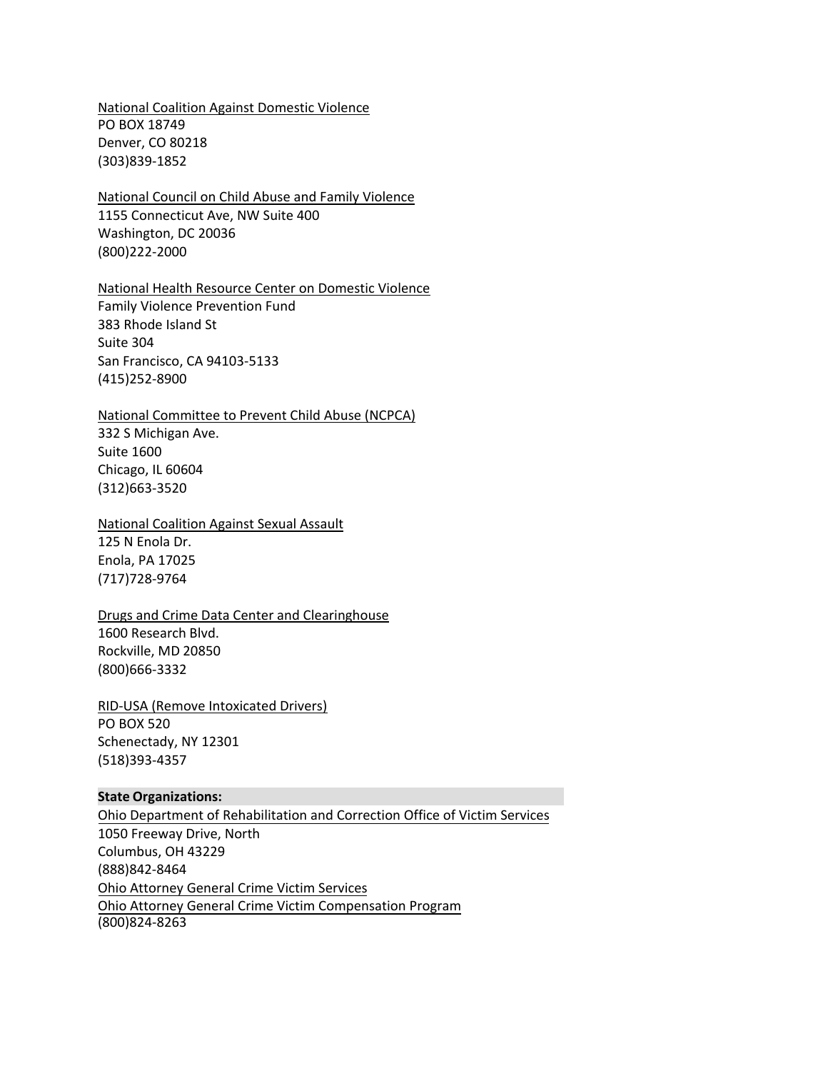National Coalition Against Domestic Violence
PO BOX 18749
Denver, CO 80218
(303)839-1852

National Council on Child Abuse and Family Violence
1155 Connecticut Ave, NW Suite 400
Washington, DC 20036
(800)222-2000

National Health Resource Center on Domestic Violence
Family Violence Prevention Fund
383 Rhode Island St
Suite 304
San Francisco, CA 94103-5133
(415)252-8900

National Committee to Prevent Child Abuse (NCPCA)
332 S Michigan Ave.
Suite 1600
Chicago, IL 60604
(312)663-3520

National Coalition Against Sexual Assault
125 N Enola Dr.
Enola, PA 17025
(717)728-9764

Drugs and Crime Data Center and Clearinghouse
1600 Research Blvd.
Rockville, MD 20850
(800)666-3332

RID-USA (Remove Intoxicated Drivers)
PO BOX 520
Schenectady, NY 12301
(518)393-4357

**State Organizations:**

Ohio Department of Rehabilitation and Correction Office of Victim Services
1050 Freeway Drive, North
Columbus, OH 43229
(888)842-8464
Ohio Attorney General Crime Victim Services
Ohio Attorney General Crime Victim Compensation Program
(800)824-8263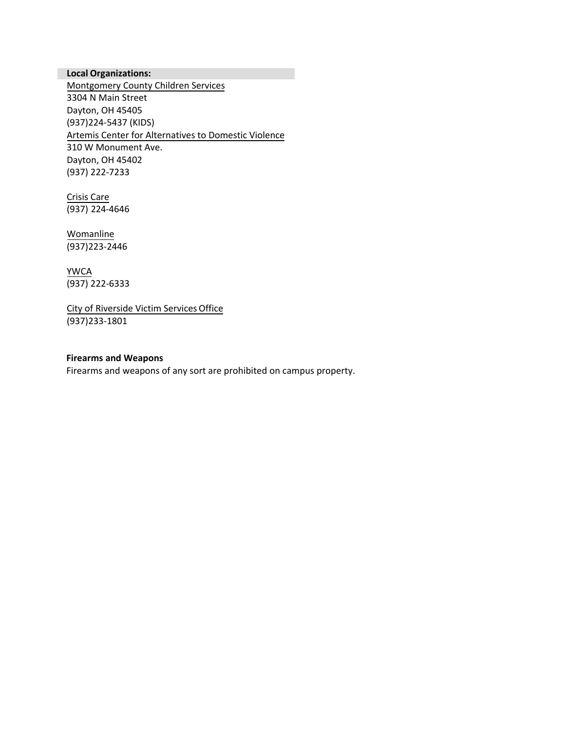**Local Organizations:**

Montgomery County Children Services
3304 N Main Street
Dayton, OH 45405
(937)224-5437 (KIDS)

Artemis Center for Alternatives to Domestic Violence
310 W Monument Ave.
Dayton, OH 45402
(937) 222-7233

Crisis Care
(937) 224-4646

Womanline
(937)223-2446

YWCA
(937) 222-6333

City of Riverside Victim Services Office
(937)233-1801

**Firearms and Weapons**

Firearms and weapons of any sort are prohibited on campus property.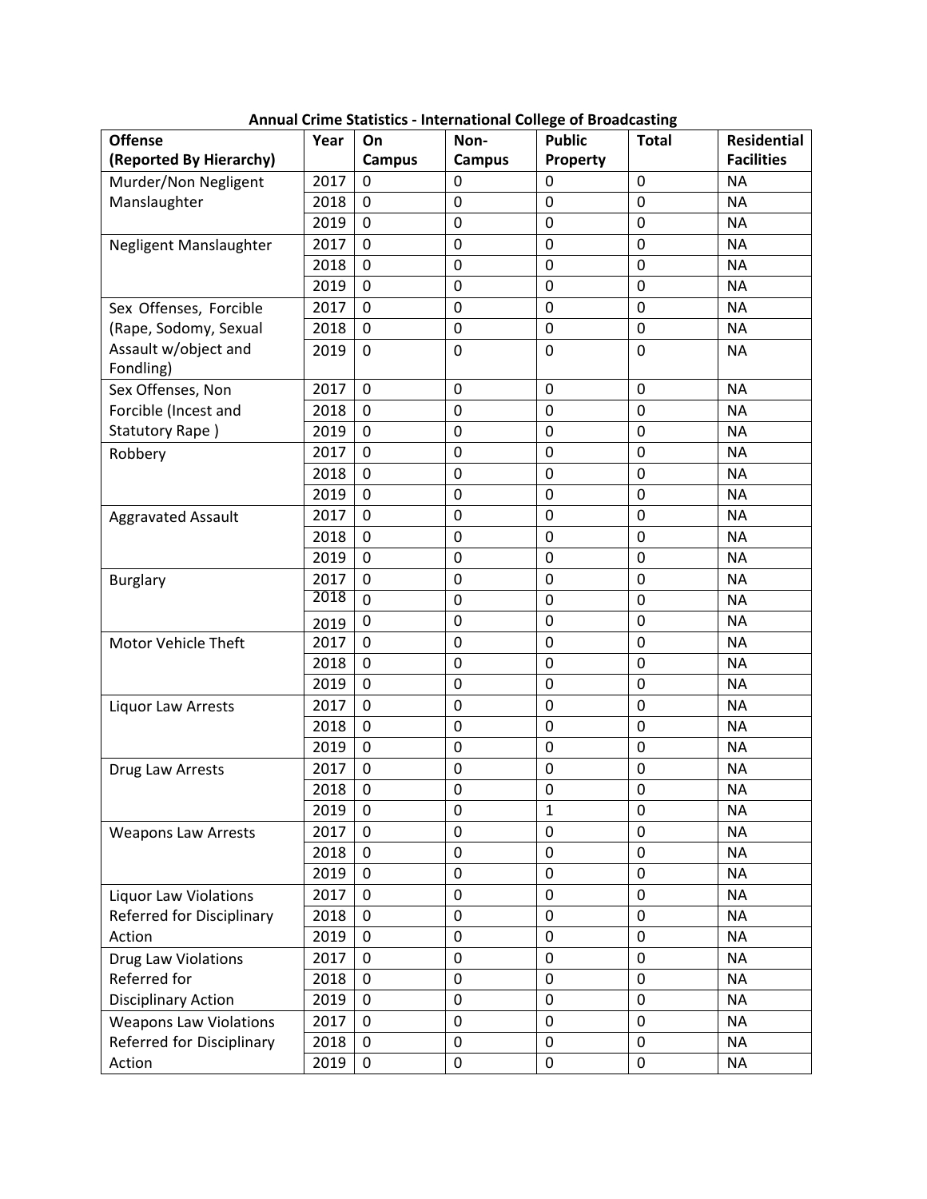**Annual Crime Statistics - International College of Broadcasting**

| Offense (Reported By Hierarchy) | Year | On Campus | Non-Campus | Public Property | Total | Residential Facilities |
|---|---|---|---|---|---|---|
| Murder/Non Negligent Manslaughter | 2017 | 0 | 0 | 0 | 0 | NA |
| | 2018 | 0 | 0 | 0 | 0 | NA |
| | 2019 | 0 | 0 | 0 | 0 | NA |
| Negligent Manslaughter | 2017 | 0 | 0 | 0 | 0 | NA |
| | 2018 | 0 | 0 | 0 | 0 | NA |
| | 2019 | 0 | 0 | 0 | 0 | NA |
| Sex Offenses, Forcible (Rape, Sodomy, Sexual Assault w/object and Fondling) | 2017 | 0 | 0 | 0 | 0 | NA |
| | 2018 | 0 | 0 | 0 | 0 | NA |
| | 2019 | 0 | 0 | 0 | 0 | NA |
| Sex Offenses, Non Forcible (Incest and Statutory Rape ) | 2017 | 0 | 0 | 0 | 0 | NA |
| | 2018 | 0 | 0 | 0 | 0 | NA |
| | 2019 | 0 | 0 | 0 | 0 | NA |
| Robbery | 2017 | 0 | 0 | 0 | 0 | NA |
| | 2018 | 0 | 0 | 0 | 0 | NA |
| | 2019 | 0 | 0 | 0 | 0 | NA |
| Aggravated Assault | 2017 | 0 | 0 | 0 | 0 | NA |
| | 2018 | 0 | 0 | 0 | 0 | NA |
| | 2019 | 0 | 0 | 0 | 0 | NA |
| Burglary | 2017 | 0 | 0 | 0 | 0 | NA |
| | 2018 | 0 | 0 | 0 | 0 | NA |
| | 2019 | 0 | 0 | 0 | 0 | NA |
| Motor Vehicle Theft | 2017 | 0 | 0 | 0 | 0 | NA |
| | 2018 | 0 | 0 | 0 | 0 | NA |
| | 2019 | 0 | 0 | 0 | 0 | NA |
| Liquor Law Arrests | 2017 | 0 | 0 | 0 | 0 | NA |
| | 2018 | 0 | 0 | 0 | 0 | NA |
| | 2019 | 0 | 0 | 0 | 0 | NA |
| Drug Law Arrests | 2017 | 0 | 0 | 0 | 0 | NA |
| | 2018 | 0 | 0 | 0 | 0 | NA |
| | 2019 | 0 | 0 | 1 | 0 | NA |
| Weapons Law Arrests | 2017 | 0 | 0 | 0 | 0 | NA |
| | 2018 | 0 | 0 | 0 | 0 | NA |
| | 2019 | 0 | 0 | 0 | 0 | NA |
| Liquor Law Violations Referred for Disciplinary Action | 2017 | 0 | 0 | 0 | 0 | NA |
| | 2018 | 0 | 0 | 0 | 0 | NA |
| | 2019 | 0 | 0 | 0 | 0 | NA |
| Drug Law Violations Referred for Disciplinary Action | 2017 | 0 | 0 | 0 | 0 | NA |
| | 2018 | 0 | 0 | 0 | 0 | NA |
| | 2019 | 0 | 0 | 0 | 0 | NA |
| Weapons Law Violations Referred for Disciplinary Action | 2017 | 0 | 0 | 0 | 0 | NA |
| | 2018 | 0 | 0 | 0 | 0 | NA |
| | 2019 | 0 | 0 | 0 | 0 | NA |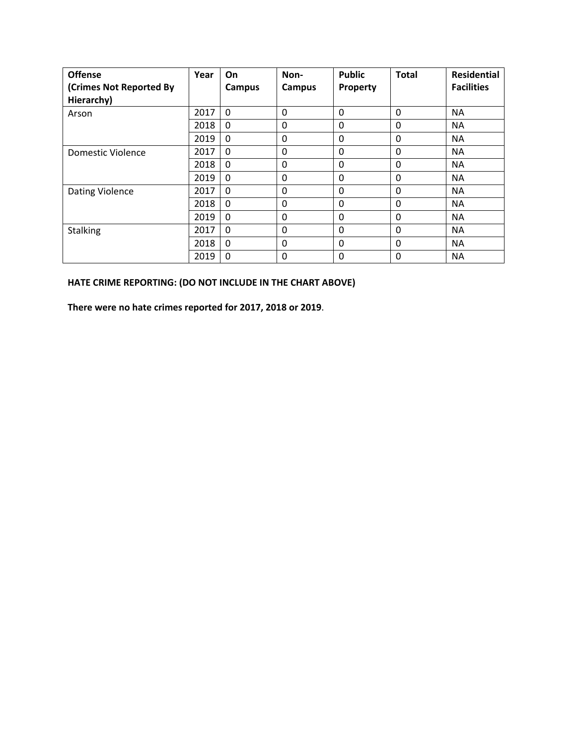| Offense (Crimes Not Reported By Hierarchy) | Year | On Campus | Non-Campus | Public Property | Total | Residential Facilities |
|---|---|---|---|---|---|---|
| Arson | 2017 | 0 | 0 | 0 | 0 | NA |
| | 2018 | 0 | 0 | 0 | 0 | NA |
| | 2019 | 0 | 0 | 0 | 0 | NA |
| Domestic Violence | 2017 | 0 | 0 | 0 | 0 | NA |
| | 2018 | 0 | 0 | 0 | 0 | NA |
| | 2019 | 0 | 0 | 0 | 0 | NA |
| Dating Violence | 2017 | 0 | 0 | 0 | 0 | NA |
| | 2018 | 0 | 0 | 0 | 0 | NA |
| | 2019 | 0 | 0 | 0 | 0 | NA |
| Stalking | 2017 | 0 | 0 | 0 | 0 | NA |
| | 2018 | 0 | 0 | 0 | 0 | NA |
| | 2019 | 0 | 0 | 0 | 0 | NA |

**HATE CRIME REPORTING: (DO NOT INCLUDE IN THE CHART ABOVE)**

**There were no hate crimes reported for 2017, 2018 or 2019**.